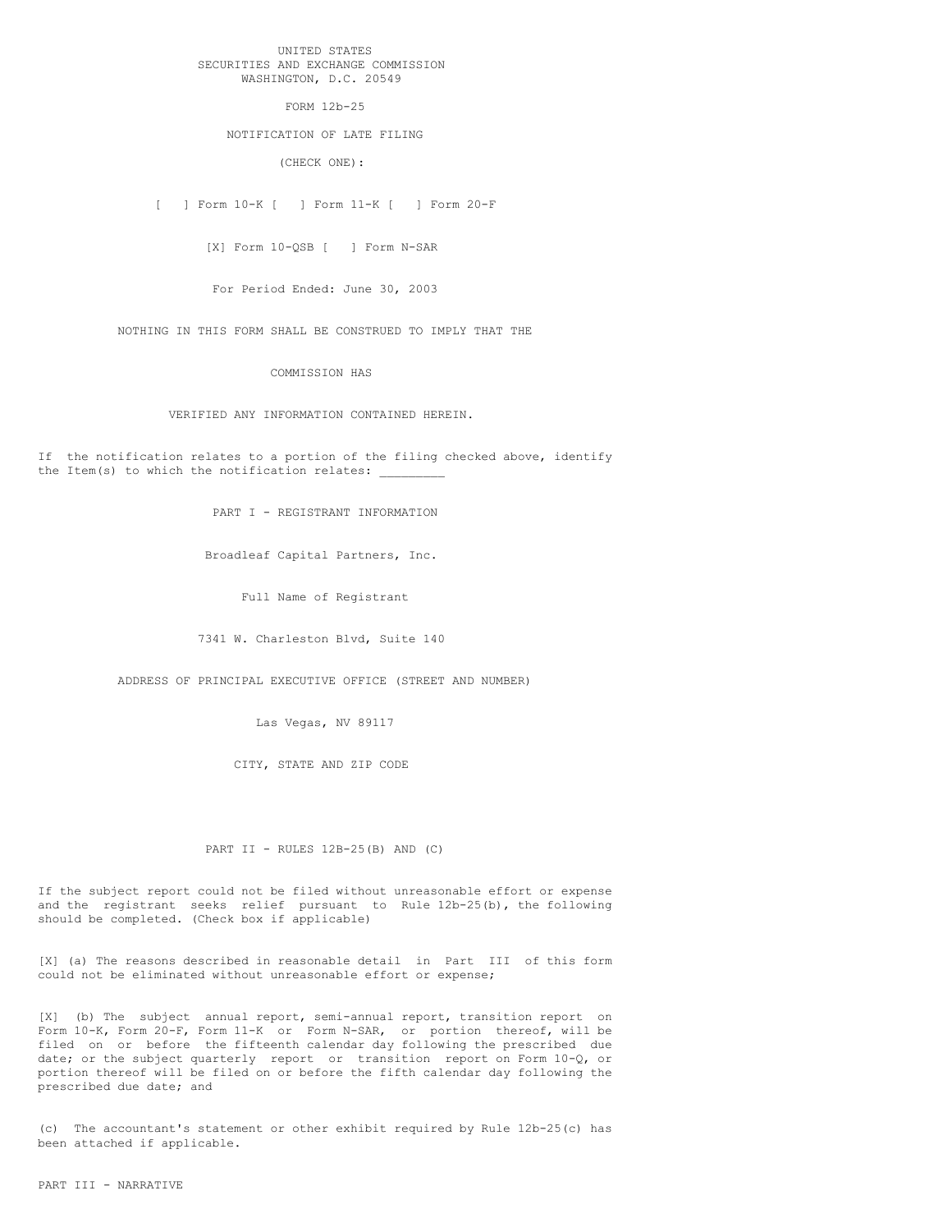UNITED STATES
SECURITIES AND EXCHANGE COMMISSION
WASHINGTON, D.C. 20549

FORM 12b-25

NOTIFICATION OF LATE FILING

(CHECK ONE):

[ ] Form 10-K [ ] Form 11-K [ ] Form 20-F

[X] Form 10-QSB [ ] Form N-SAR

For Period Ended: June 30, 2003

NOTHING IN THIS FORM SHALL BE CONSTRUED TO IMPLY THAT THE

COMMISSION HAS

VERIFIED ANY INFORMATION CONTAINED HEREIN.

If the notification relates to a portion of the filing checked above, identify the Item(s) to which the notification relates: _________

PART I - REGISTRANT INFORMATION

Broadleaf Capital Partners, Inc.

Full Name of Registrant

7341 W. Charleston Blvd, Suite 140

ADDRESS OF PRINCIPAL EXECUTIVE OFFICE (STREET AND NUMBER)

Las Vegas, NV 89117

CITY, STATE AND ZIP CODE

PART II - RULES 12B-25(B) AND (C)

If the subject report could not be filed without unreasonable effort or expense and the registrant seeks relief pursuant to Rule 12b-25(b), the following should be completed. (Check box if applicable)

[X] (a) The reasons described in reasonable detail in Part III of this form could not be eliminated without unreasonable effort or expense;

[X] (b) The subject annual report, semi-annual report, transition report on Form 10-K, Form 20-F, Form 11-K or Form N-SAR, or portion thereof, will be filed on or before the fifteenth calendar day following the prescribed due date; or the subject quarterly report or transition report on Form 10-Q, or portion thereof will be filed on or before the fifth calendar day following the prescribed due date; and

(c) The accountant's statement or other exhibit required by Rule 12b-25(c) has been attached if applicable.

PART III - NARRATIVE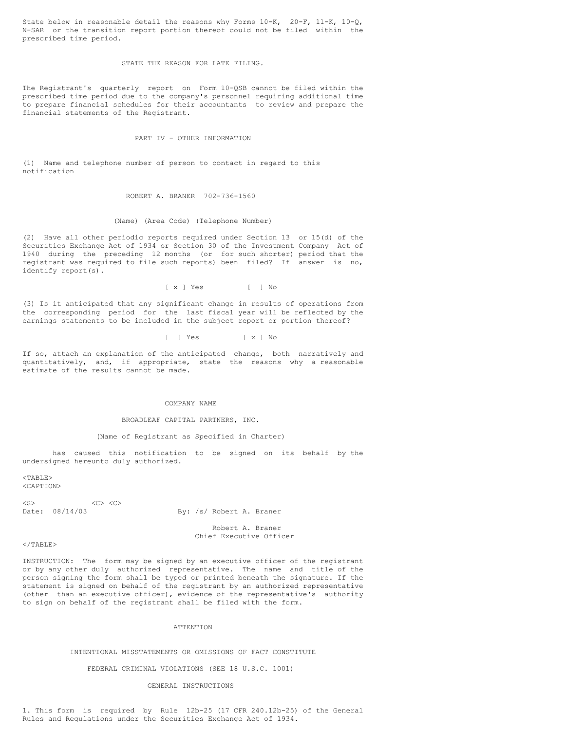State below in reasonable detail the reasons why Forms 10-K, 20-F, 11-K, 10-Q, N-SAR or the transition report portion thereof could not be filed within the prescribed time period.

STATE THE REASON FOR LATE FILING.

The Registrant's quarterly report on Form 10-QSB cannot be filed within the prescribed time period due to the company's personnel requiring additional time to prepare financial schedules for their accountants to review and prepare the financial statements of the Registrant.

## PART IV - OTHER INFORMATION

(1) Name and telephone number of person to contact in regard to this notification

ROBERT A. BRANER 702-736-1560

(Name) (Area Code) (Telephone Number)

(2) Have all other periodic reports required under Section 13 or 15(d) of the Securities Exchange Act of 1934 or Section 30 of the Investment Company Act of 1940 during the preceding 12 months (or for such shorter) period that the registrant was required to file such reports) been filed? If answer is no, identify report(s).

[ x ] Yes [ ] No

(3) Is it anticipated that any significant change in results of operations from the corresponding period for the last fiscal year will be reflected by the earnings statements to be included in the subject report or portion thereof?

[ ] Yes [ x ] No

If so, attach an explanation of the anticipated change, both narratively and quantitatively, and, if appropriate, state the reasons why a reasonable estimate of the results cannot be made.

COMPANY NAME

BROADLEAF CAPITAL PARTNERS, INC.

(Name of Registrant as Specified in Charter)

has caused this notification to be signed on its behalf by the undersigned hereunto duly authorized.

| | |
|---|---|
| Date: 08/14/03 | By: /s/ Robert A. Braner |
| | Robert A. Braner<br>Chief Executive Officer |

INSTRUCTION: The form may be signed by an executive officer of the registrant or by any other duly authorized representative. The name and title of the person signing the form shall be typed or printed beneath the signature. If the statement is signed on behalf of the registrant by an authorized representative (other than an executive officer), evidence of the representative's authority to sign on behalf of the registrant shall be filed with the form.

ATTENTION

INTENTIONAL MISSTATEMENTS OR OMISSIONS OF FACT CONSTITUTE

FEDERAL CRIMINAL VIOLATIONS (SEE 18 U.S.C. 1001)

GENERAL INSTRUCTIONS

1. This form is required by Rule 12b-25 (17 CFR 240.12b-25) of the General Rules and Regulations under the Securities Exchange Act of 1934.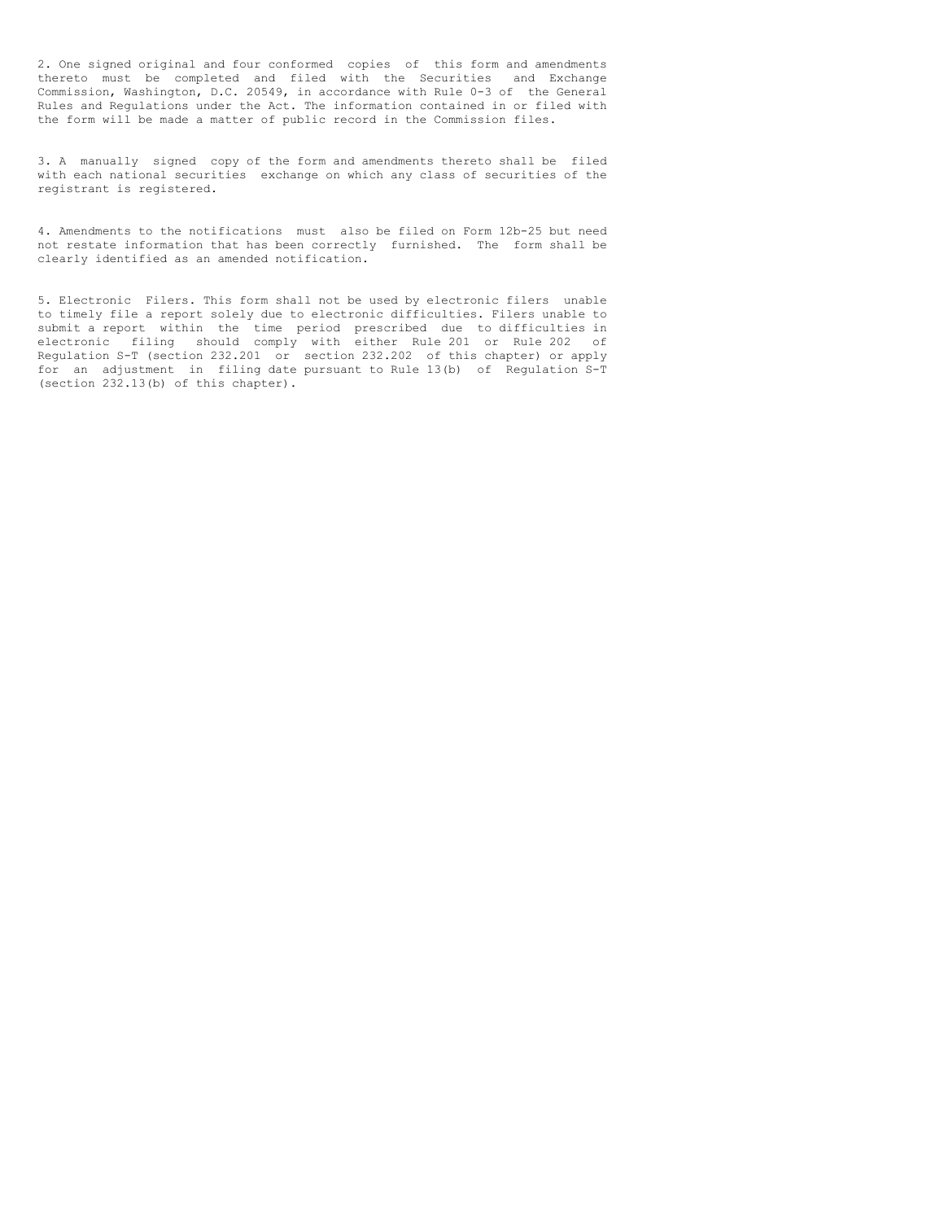2. One signed original and four conformed copies of this form and amendments thereto must be completed and filed with the Securities and Exchange Commission, Washington, D.C. 20549, in accordance with Rule 0-3 of the General Rules and Regulations under the Act. The information contained in or filed with the form will be made a matter of public record in the Commission files.

3. A manually signed copy of the form and amendments thereto shall be filed with each national securities exchange on which any class of securities of the registrant is registered.

4. Amendments to the notifications must also be filed on Form 12b-25 but need not restate information that has been correctly furnished. The form shall be clearly identified as an amended notification.

5. Electronic Filers. This form shall not be used by electronic filers unable to timely file a report solely due to electronic difficulties. Filers unable to submit a report within the time period prescribed due to difficulties in electronic filing should comply with either Rule 201 or Rule 202 of Regulation S-T (section 232.201 or section 232.202 of this chapter) or apply for an adjustment in filing date pursuant to Rule 13(b) of Regulation S-T (section 232.13(b) of this chapter).